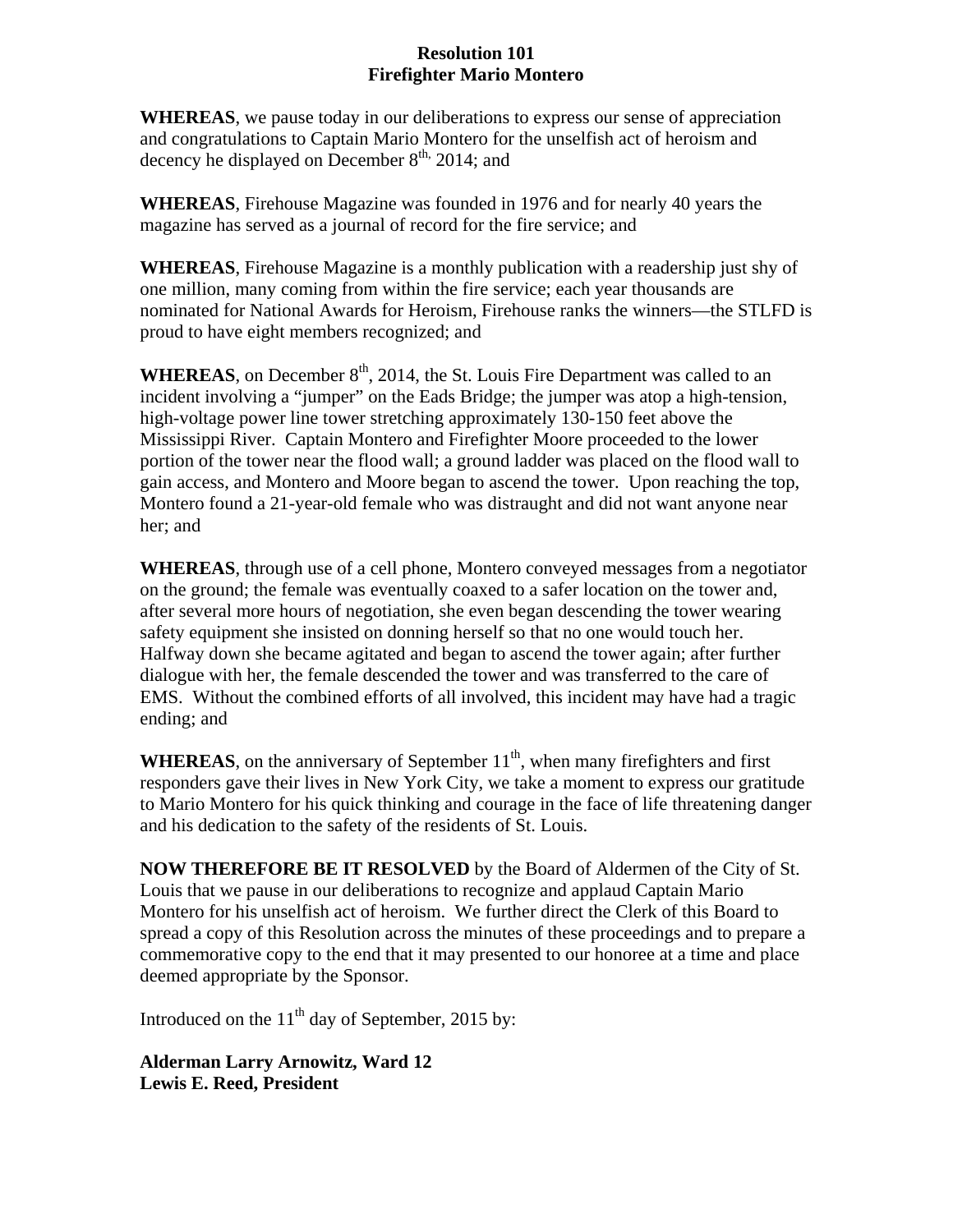**Resolution 101**
**Firefighter Mario Montero**

**WHEREAS**, we pause today in our deliberations to express our sense of appreciation and congratulations to Captain Mario Montero for the unselfish act of heroism and decency he displayed on December 8th, 2014; and

**WHEREAS**, Firehouse Magazine was founded in 1976 and for nearly 40 years the magazine has served as a journal of record for the fire service; and

**WHEREAS**, Firehouse Magazine is a monthly publication with a readership just shy of one million, many coming from within the fire service; each year thousands are nominated for National Awards for Heroism, Firehouse ranks the winners—the STLFD is proud to have eight members recognized; and

**WHEREAS**, on December 8th, 2014, the St. Louis Fire Department was called to an incident involving a "jumper" on the Eads Bridge; the jumper was atop a high-tension, high-voltage power line tower stretching approximately 130-150 feet above the Mississippi River. Captain Montero and Firefighter Moore proceeded to the lower portion of the tower near the flood wall; a ground ladder was placed on the flood wall to gain access, and Montero and Moore began to ascend the tower. Upon reaching the top, Montero found a 21-year-old female who was distraught and did not want anyone near her; and

**WHEREAS**, through use of a cell phone, Montero conveyed messages from a negotiator on the ground; the female was eventually coaxed to a safer location on the tower and, after several more hours of negotiation, she even began descending the tower wearing safety equipment she insisted on donning herself so that no one would touch her. Halfway down she became agitated and began to ascend the tower again; after further dialogue with her, the female descended the tower and was transferred to the care of EMS. Without the combined efforts of all involved, this incident may have had a tragic ending; and

**WHEREAS**, on the anniversary of September 11th, when many firefighters and first responders gave their lives in New York City, we take a moment to express our gratitude to Mario Montero for his quick thinking and courage in the face of life threatening danger and his dedication to the safety of the residents of St. Louis.

**NOW THEREFORE BE IT RESOLVED** by the Board of Aldermen of the City of St. Louis that we pause in our deliberations to recognize and applaud Captain Mario Montero for his unselfish act of heroism. We further direct the Clerk of this Board to spread a copy of this Resolution across the minutes of these proceedings and to prepare a commemorative copy to the end that it may presented to our honoree at a time and place deemed appropriate by the Sponsor.

Introduced on the 11th day of September, 2015 by:

**Alderman Larry Arnowitz, Ward 12**
**Lewis E. Reed, President**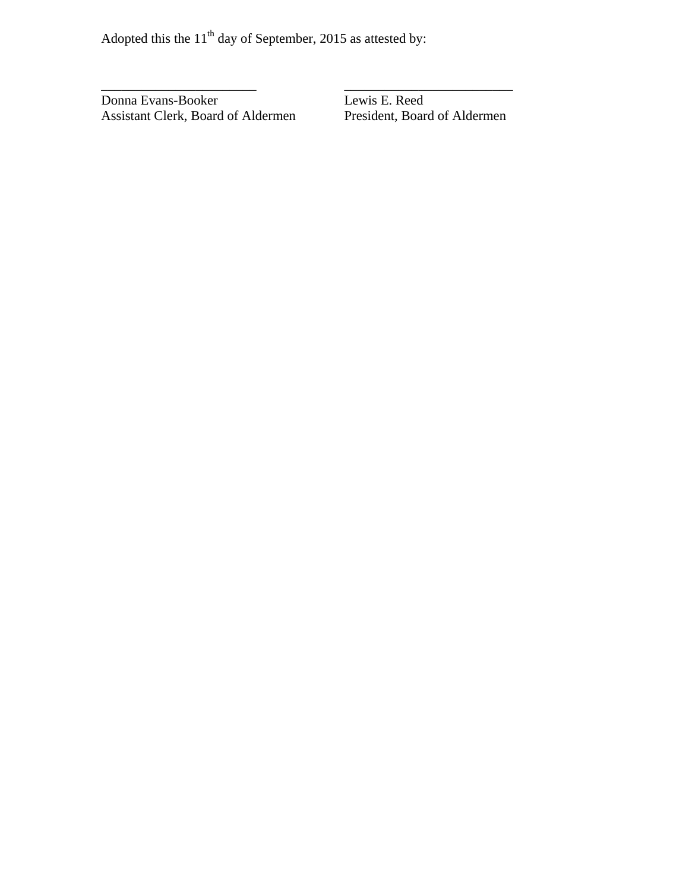Adopted this the 11th day of September, 2015 as attested by:

| | |
|---|---|
| _______________________ | _________________________ |
| Donna Evans-Booker | Lewis E. Reed |
| Assistant Clerk, Board of Aldermen | President, Board of Aldermen |